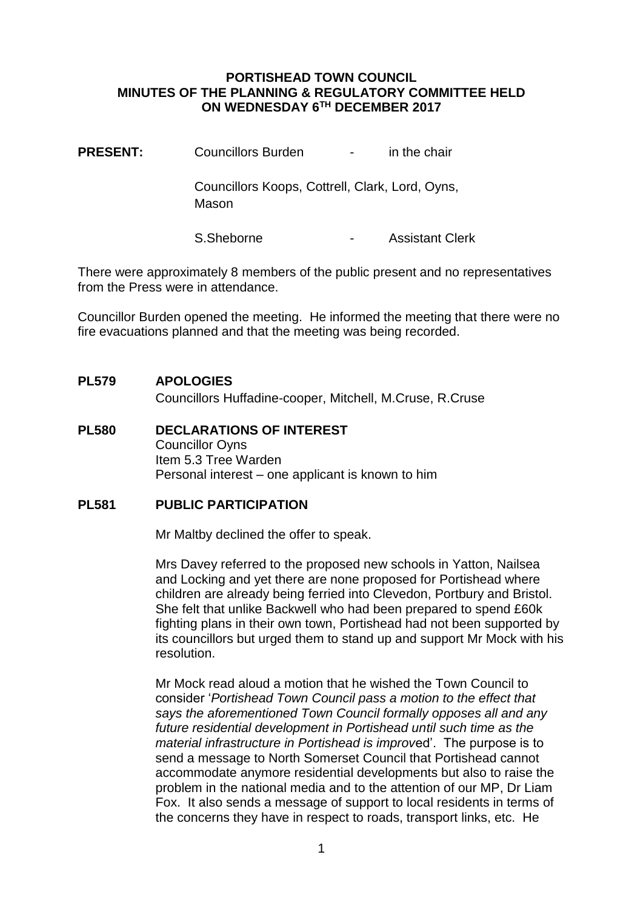# PORTISHEAD TOWN COUNCIL
## MINUTES OF THE PLANNING & REGULATORY COMMITTEE HELD ON WEDNESDAY 6TH DECEMBER 2017

**PRESENT:** Councillors Burden - in the chair

Councillors Koops, Cottrell, Clark, Lord, Oyns, Mason

S.Sheborne - Assistant Clerk

There were approximately 8 members of the public present and no representatives from the Press were in attendance.

Councillor Burden opened the meeting. He informed the meeting that there were no fire evacuations planned and that the meeting was being recorded.

**PL579 APOLOGIES**

Councillors Huffadine-cooper, Mitchell, M.Cruse, R.Cruse

**PL580 DECLARATIONS OF INTEREST**

Councillor Oyns
Item 5.3 Tree Warden
Personal interest – one applicant is known to him

**PL581 PUBLIC PARTICIPATION**

Mr Maltby declined the offer to speak.

Mrs Davey referred to the proposed new schools in Yatton, Nailsea and Locking and yet there are none proposed for Portishead where children are already being ferried into Clevedon, Portbury and Bristol. She felt that unlike Backwell who had been prepared to spend £60k fighting plans in their own town, Portishead had not been supported by its councillors but urged them to stand up and support Mr Mock with his resolution.

Mr Mock read aloud a motion that he wished the Town Council to consider '*Portishead Town Council pass a motion to the effect that says the aforementioned Town Council formally opposes all and any future residential development in Portishead until such time as the material infrastructure in Portishead is improv*ed'. The purpose is to send a message to North Somerset Council that Portishead cannot accommodate anymore residential developments but also to raise the problem in the national media and to the attention of our MP, Dr Liam Fox. It also sends a message of support to local residents in terms of the concerns they have in respect to roads, transport links, etc. He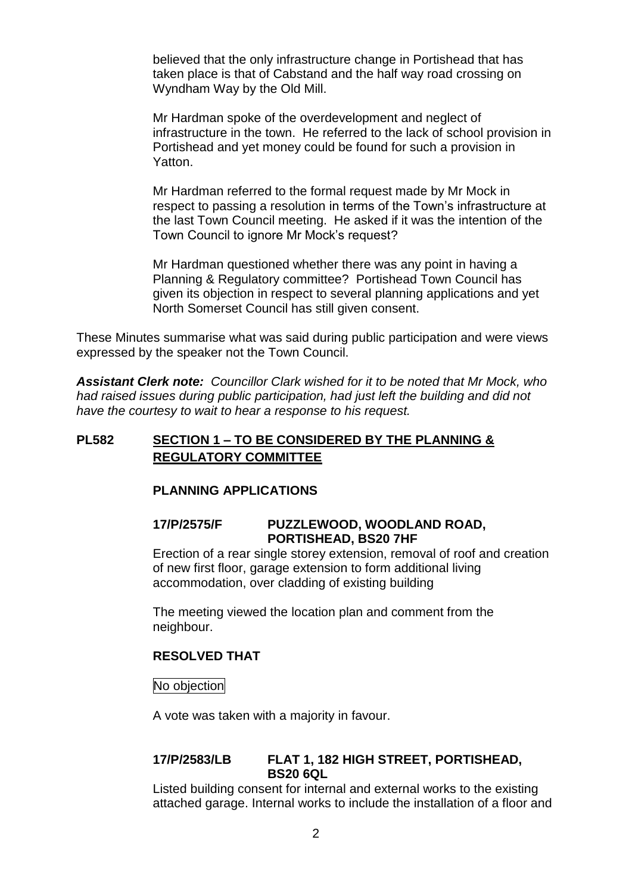believed that the only infrastructure change in Portishead that has taken place is that of Cabstand and the half way road crossing on Wyndham Way by the Old Mill.

Mr Hardman spoke of the overdevelopment and neglect of infrastructure in the town. He referred to the lack of school provision in Portishead and yet money could be found for such a provision in Yatton.

Mr Hardman referred to the formal request made by Mr Mock in respect to passing a resolution in terms of the Town's infrastructure at the last Town Council meeting. He asked if it was the intention of the Town Council to ignore Mr Mock's request?

Mr Hardman questioned whether there was any point in having a Planning & Regulatory committee? Portishead Town Council has given its objection in respect to several planning applications and yet North Somerset Council has still given consent.

These Minutes summarise what was said during public participation and were views expressed by the speaker not the Town Council.

***Assistant Clerk note:*** *Councillor Clark wished for it to be noted that Mr Mock, who had raised issues during public participation, had just left the building and did not have the courtesy to wait to hear a response to his request.*

## PL582 SECTION 1 – TO BE CONSIDERED BY THE PLANNING & REGULATORY COMMITTEE

### PLANNING APPLICATIONS

#### 17/P/2575/F PUZZLEWOOD, WOODLAND ROAD, PORTISHEAD, BS20 7HF

Erection of a rear single storey extension, removal of roof and creation of new first floor, garage extension to form additional living accommodation, over cladding of existing building

The meeting viewed the location plan and comment from the neighbour.

**RESOLVED THAT**

No objection

A vote was taken with a majority in favour.

#### 17/P/2583/LB FLAT 1, 182 HIGH STREET, PORTISHEAD, BS20 6QL

Listed building consent for internal and external works to the existing attached garage. Internal works to include the installation of a floor and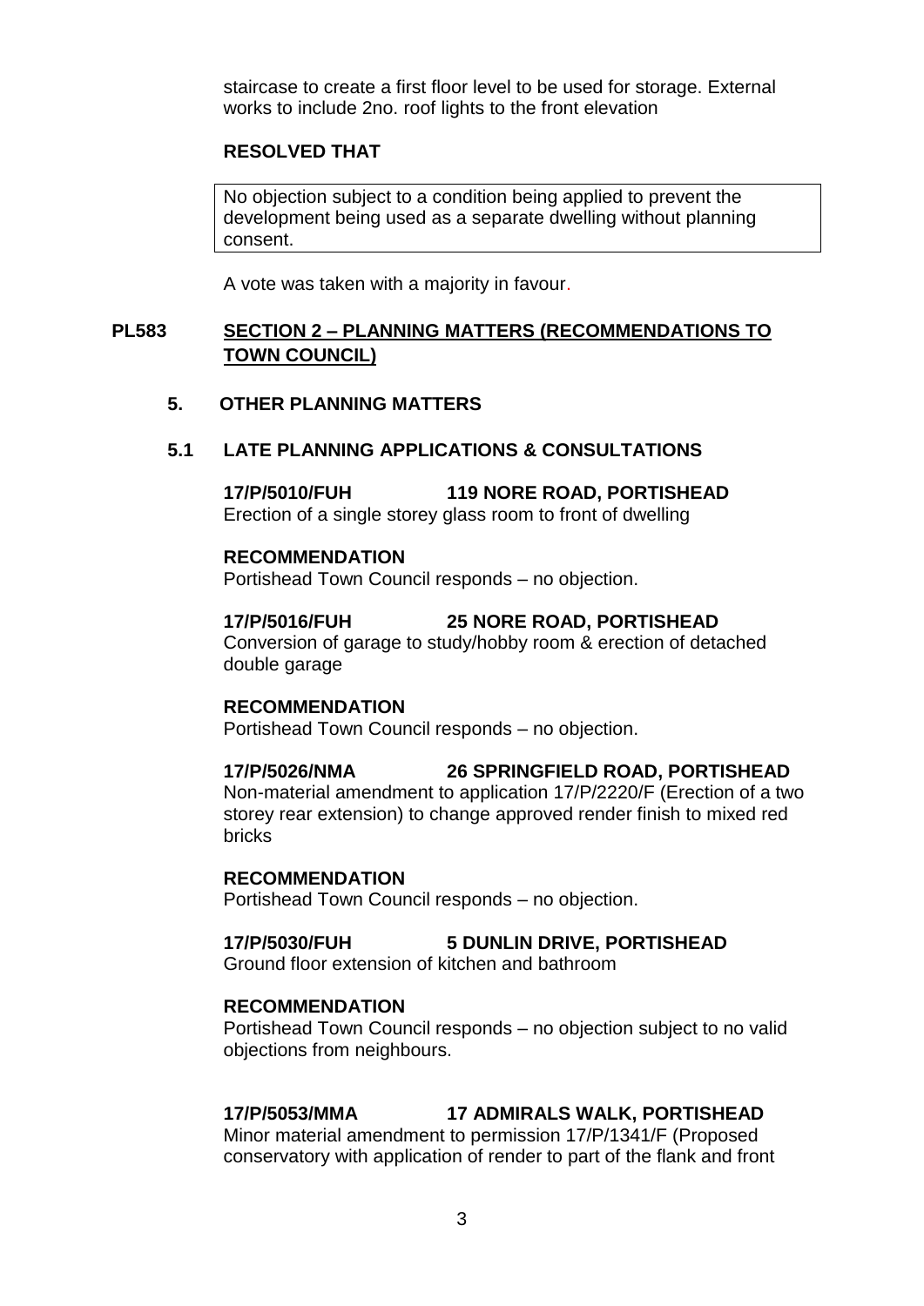staircase to create a first floor level to be used for storage. External works to include 2no. roof lights to the front elevation

**RESOLVED THAT**

No objection subject to a condition being applied to prevent the development being used as a separate dwelling without planning consent.

A vote was taken with a majority in favour.

## PL583 SECTION 2 – PLANNING MATTERS (RECOMMENDATIONS TO TOWN COUNCIL)

### 5. OTHER PLANNING MATTERS

### 5.1 LATE PLANNING APPLICATIONS & CONSULTATIONS

**17/P/5010/FUH 119 NORE ROAD, PORTISHEAD**
Erection of a single storey glass room to front of dwelling

**RECOMMENDATION**
Portishead Town Council responds – no objection.

**17/P/5016/FUH 25 NORE ROAD, PORTISHEAD**
Conversion of garage to study/hobby room & erection of detached double garage

**RECOMMENDATION**
Portishead Town Council responds – no objection.

**17/P/5026/NMA 26 SPRINGFIELD ROAD, PORTISHEAD**
Non-material amendment to application 17/P/2220/F (Erection of a two storey rear extension) to change approved render finish to mixed red bricks

**RECOMMENDATION**
Portishead Town Council responds – no objection.

**17/P/5030/FUH 5 DUNLIN DRIVE, PORTISHEAD**
Ground floor extension of kitchen and bathroom

**RECOMMENDATION**
Portishead Town Council responds – no objection subject to no valid objections from neighbours.

**17/P/5053/MMA 17 ADMIRALS WALK, PORTISHEAD**
Minor material amendment to permission 17/P/1341/F (Proposed conservatory with application of render to part of the flank and front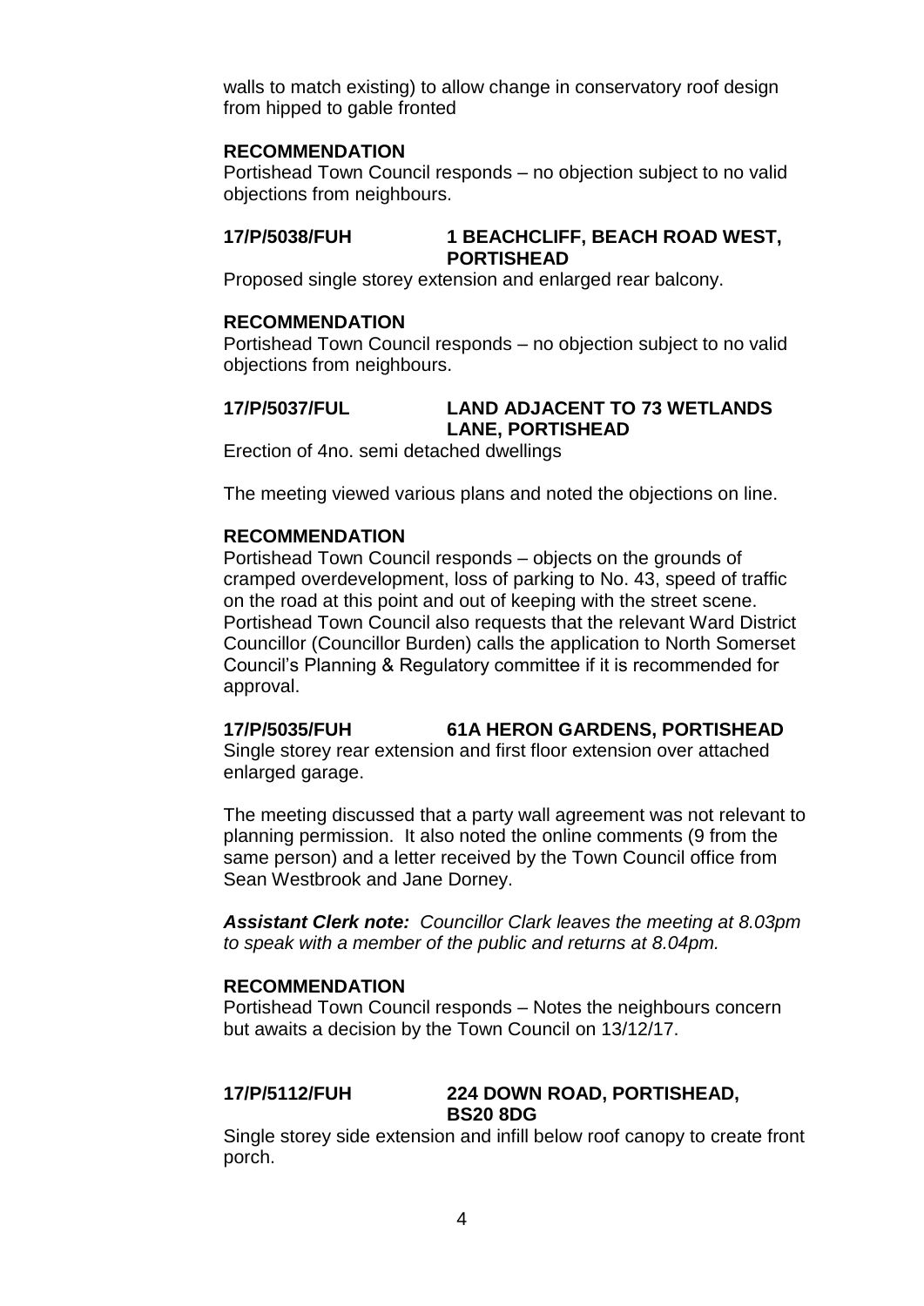walls to match existing) to allow change in conservatory roof design from hipped to gable fronted

**RECOMMENDATION**
Portishead Town Council responds – no objection subject to no valid objections from neighbours.

**17/P/5038/FUH 1 BEACHCLIFF, BEACH ROAD WEST, PORTISHEAD**

Proposed single storey extension and enlarged rear balcony.

**RECOMMENDATION**
Portishead Town Council responds – no objection subject to no valid objections from neighbours.

**17/P/5037/FUL LAND ADJACENT TO 73 WETLANDS LANE, PORTISHEAD**

Erection of 4no. semi detached dwellings

The meeting viewed various plans and noted the objections on line.

**RECOMMENDATION**
Portishead Town Council responds – objects on the grounds of cramped overdevelopment, loss of parking to No. 43, speed of traffic on the road at this point and out of keeping with the street scene. Portishead Town Council also requests that the relevant Ward District Councillor (Councillor Burden) calls the application to North Somerset Council's Planning & Regulatory committee if it is recommended for approval.

**17/P/5035/FUH 61A HERON GARDENS, PORTISHEAD**

Single storey rear extension and first floor extension over attached enlarged garage.

The meeting discussed that a party wall agreement was not relevant to planning permission. It also noted the online comments (9 from the same person) and a letter received by the Town Council office from Sean Westbrook and Jane Dorney.

***Assistant Clerk note:*** *Councillor Clark leaves the meeting at 8.03pm to speak with a member of the public and returns at 8.04pm.*

**RECOMMENDATION**
Portishead Town Council responds – Notes the neighbours concern but awaits a decision by the Town Council on 13/12/17.

**17/P/5112/FUH 224 DOWN ROAD, PORTISHEAD, BS20 8DG**

Single storey side extension and infill below roof canopy to create front porch.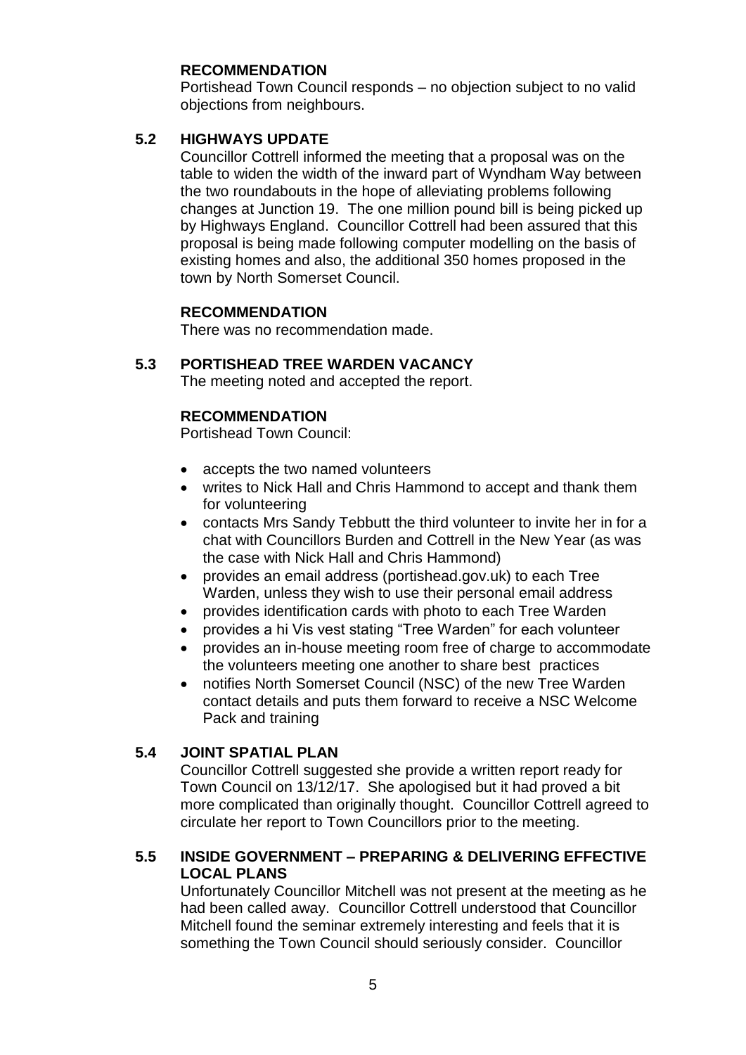**RECOMMENDATION**

Portishead Town Council responds – no objection subject to no valid objections from neighbours.

## 5.2 HIGHWAYS UPDATE

Councillor Cottrell informed the meeting that a proposal was on the table to widen the width of the inward part of Wyndham Way between the two roundabouts in the hope of alleviating problems following changes at Junction 19. The one million pound bill is being picked up by Highways England. Councillor Cottrell had been assured that this proposal is being made following computer modelling on the basis of existing homes and also, the additional 350 homes proposed in the town by North Somerset Council.

**RECOMMENDATION**

There was no recommendation made.

## 5.3 PORTISHEAD TREE WARDEN VACANCY

The meeting noted and accepted the report.

**RECOMMENDATION**

Portishead Town Council:

- accepts the two named volunteers
- writes to Nick Hall and Chris Hammond to accept and thank them for volunteering
- contacts Mrs Sandy Tebbutt the third volunteer to invite her in for a chat with Councillors Burden and Cottrell in the New Year (as was the case with Nick Hall and Chris Hammond)
- provides an email address (portishead.gov.uk) to each Tree Warden, unless they wish to use their personal email address
- provides identification cards with photo to each Tree Warden
- provides a hi Vis vest stating "Tree Warden" for each volunteer
- provides an in-house meeting room free of charge to accommodate the volunteers meeting one another to share best practices
- notifies North Somerset Council (NSC) of the new Tree Warden contact details and puts them forward to receive a NSC Welcome Pack and training

## 5.4 JOINT SPATIAL PLAN

Councillor Cottrell suggested she provide a written report ready for Town Council on 13/12/17. She apologised but it had proved a bit more complicated than originally thought. Councillor Cottrell agreed to circulate her report to Town Councillors prior to the meeting.

## 5.5 INSIDE GOVERNMENT – PREPARING & DELIVERING EFFECTIVE LOCAL PLANS

Unfortunately Councillor Mitchell was not present at the meeting as he had been called away. Councillor Cottrell understood that Councillor Mitchell found the seminar extremely interesting and feels that it is something the Town Council should seriously consider. Councillor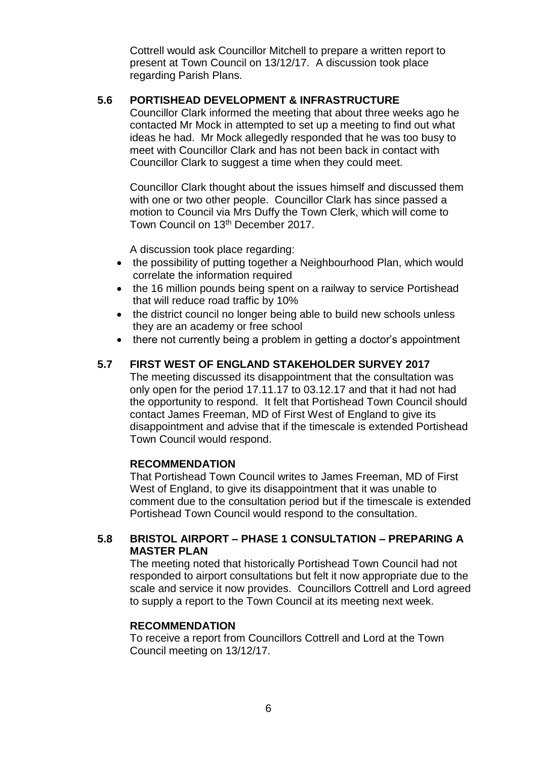Cottrell would ask Councillor Mitchell to prepare a written report to present at Town Council on 13/12/17. A discussion took place regarding Parish Plans.

### 5.6 PORTISHEAD DEVELOPMENT & INFRASTRUCTURE

Councillor Clark informed the meeting that about three weeks ago he contacted Mr Mock in attempted to set up a meeting to find out what ideas he had. Mr Mock allegedly responded that he was too busy to meet with Councillor Clark and has not been back in contact with Councillor Clark to suggest a time when they could meet.

Councillor Clark thought about the issues himself and discussed them with one or two other people. Councillor Clark has since passed a motion to Council via Mrs Duffy the Town Clerk, which will come to Town Council on 13th December 2017.

A discussion took place regarding:

- the possibility of putting together a Neighbourhood Plan, which would correlate the information required
- the 16 million pounds being spent on a railway to service Portishead that will reduce road traffic by 10%
- the district council no longer being able to build new schools unless they are an academy or free school
- there not currently being a problem in getting a doctor's appointment

### 5.7 FIRST WEST OF ENGLAND STAKEHOLDER SURVEY 2017

The meeting discussed its disappointment that the consultation was only open for the period 17.11.17 to 03.12.17 and that it had not had the opportunity to respond. It felt that Portishead Town Council should contact James Freeman, MD of First West of England to give its disappointment and advise that if the timescale is extended Portishead Town Council would respond.

**RECOMMENDATION**

That Portishead Town Council writes to James Freeman, MD of First West of England, to give its disappointment that it was unable to comment due to the consultation period but if the timescale is extended Portishead Town Council would respond to the consultation.

### 5.8 BRISTOL AIRPORT – PHASE 1 CONSULTATION – PREPARING A MASTER PLAN

The meeting noted that historically Portishead Town Council had not responded to airport consultations but felt it now appropriate due to the scale and service it now provides. Councillors Cottrell and Lord agreed to supply a report to the Town Council at its meeting next week.

**RECOMMENDATION**

To receive a report from Councillors Cottrell and Lord at the Town Council meeting on 13/12/17.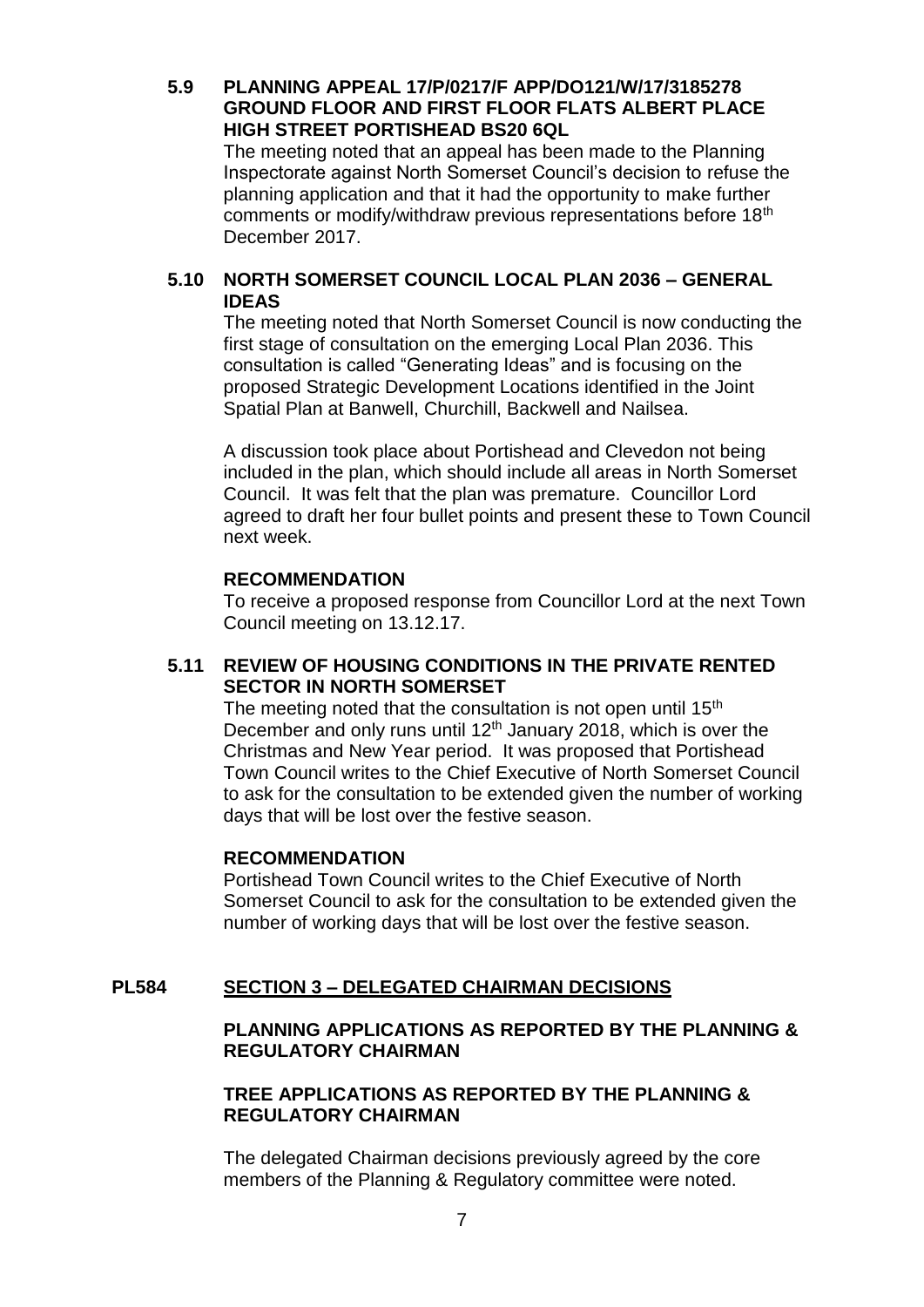### 5.9 PLANNING APPEAL 17/P/0217/F APP/DO121/W/17/3185278 GROUND FLOOR AND FIRST FLOOR FLATS ALBERT PLACE HIGH STREET PORTISHEAD BS20 6QL

The meeting noted that an appeal has been made to the Planning Inspectorate against North Somerset Council's decision to refuse the planning application and that it had the opportunity to make further comments or modify/withdraw previous representations before 18th December 2017.

### 5.10 NORTH SOMERSET COUNCIL LOCAL PLAN 2036 – GENERAL IDEAS

The meeting noted that North Somerset Council is now conducting the first stage of consultation on the emerging Local Plan 2036. This consultation is called "Generating Ideas" and is focusing on the proposed Strategic Development Locations identified in the Joint Spatial Plan at Banwell, Churchill, Backwell and Nailsea.

A discussion took place about Portishead and Clevedon not being included in the plan, which should include all areas in North Somerset Council. It was felt that the plan was premature. Councillor Lord agreed to draft her four bullet points and present these to Town Council next week.

**RECOMMENDATION**

To receive a proposed response from Councillor Lord at the next Town Council meeting on 13.12.17.

### 5.11 REVIEW OF HOUSING CONDITIONS IN THE PRIVATE RENTED SECTOR IN NORTH SOMERSET

The meeting noted that the consultation is not open until 15th December and only runs until 12th January 2018, which is over the Christmas and New Year period. It was proposed that Portishead Town Council writes to the Chief Executive of North Somerset Council to ask for the consultation to be extended given the number of working days that will be lost over the festive season.

**RECOMMENDATION**

Portishead Town Council writes to the Chief Executive of North Somerset Council to ask for the consultation to be extended given the number of working days that will be lost over the festive season.

## PL584 SECTION 3 – DELEGATED CHAIRMAN DECISIONS

**PLANNING APPLICATIONS AS REPORTED BY THE PLANNING & REGULATORY CHAIRMAN**

**TREE APPLICATIONS AS REPORTED BY THE PLANNING & REGULATORY CHAIRMAN**

The delegated Chairman decisions previously agreed by the core members of the Planning & Regulatory committee were noted.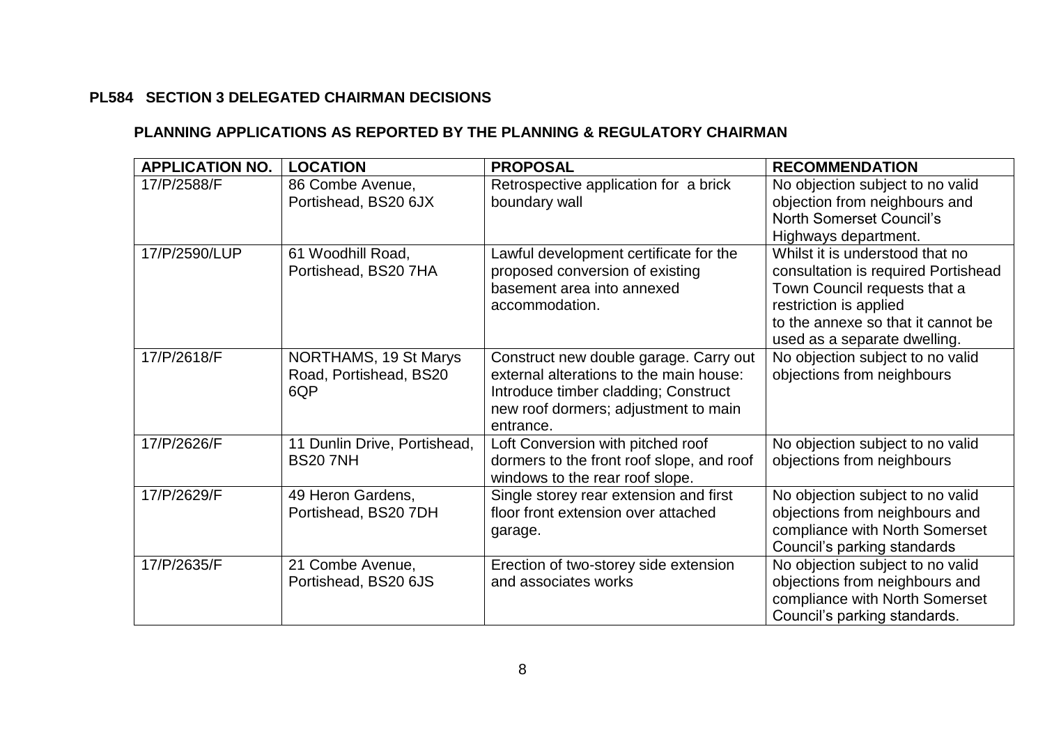**PL584 SECTION 3 DELEGATED CHAIRMAN DECISIONS**

**PLANNING APPLICATIONS AS REPORTED BY THE PLANNING & REGULATORY CHAIRMAN**

| APPLICATION NO. | LOCATION | PROPOSAL | RECOMMENDATION |
|---|---|---|---|
| 17/P/2588/F | 86 Combe Avenue, Portishead, BS20 6JX | Retrospective application for a brick boundary wall | No objection subject to no valid objection from neighbours and North Somerset Council's Highways department. |
| 17/P/2590/LUP | 61 Woodhill Road, Portishead, BS20 7HA | Lawful development certificate for the proposed conversion of existing basement area into annexed accommodation. | Whilst it is understood that no consultation is required Portishead Town Council requests that a restriction is applied to the annexe so that it cannot be used as a separate dwelling. |
| 17/P/2618/F | NORTHAMS, 19 St Marys Road, Portishead, BS20 6QP | Construct new double garage. Carry out external alterations to the main house: Introduce timber cladding; Construct new roof dormers; adjustment to main entrance. | No objection subject to no valid objections from neighbours |
| 17/P/2626/F | 11 Dunlin Drive, Portishead, BS20 7NH | Loft Conversion with pitched roof dormers to the front roof slope, and roof windows to the rear roof slope. | No objection subject to no valid objections from neighbours |
| 17/P/2629/F | 49 Heron Gardens, Portishead, BS20 7DH | Single storey rear extension and first floor front extension over attached garage. | No objection subject to no valid objections from neighbours and compliance with North Somerset Council's parking standards |
| 17/P/2635/F | 21 Combe Avenue, Portishead, BS20 6JS | Erection of two-storey side extension and associates works | No objection subject to no valid objections from neighbours and compliance with North Somerset Council's parking standards. |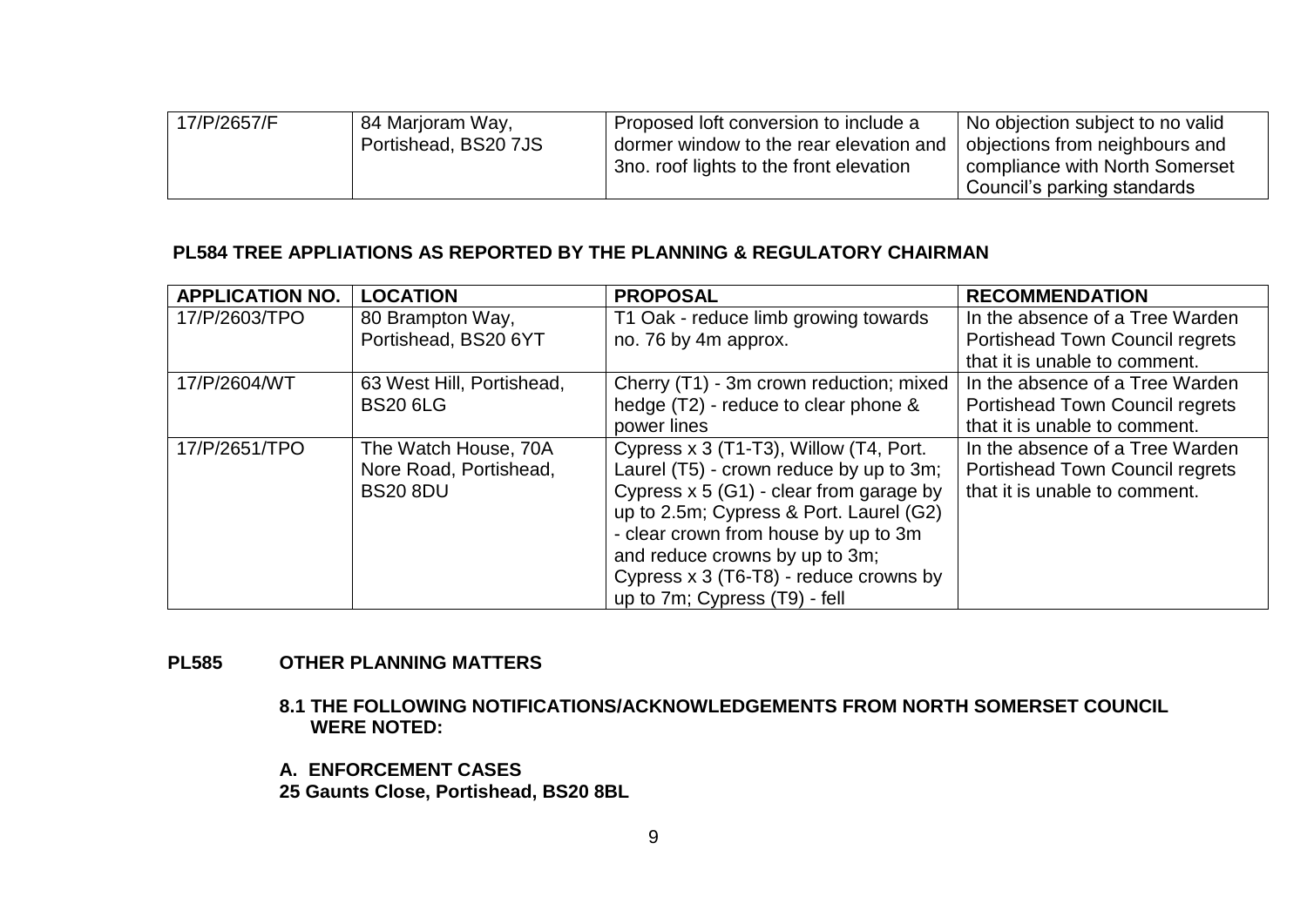| 17/P/2657/F | 84 Marjoram Way, Portishead, BS20 7JS | Proposed loft conversion to include a dormer window to the rear elevation and 3no. roof lights to the front elevation | No objection subject to no valid objections from neighbours and compliance with North Somerset Council's parking standards |
|---|---|---|---|

**PL584 TREE APPLIATIONS AS REPORTED BY THE PLANNING & REGULATORY CHAIRMAN**

| APPLICATION NO. | LOCATION | PROPOSAL | RECOMMENDATION |
|---|---|---|---|
| 17/P/2603/TPO | 80 Brampton Way, Portishead, BS20 6YT | T1 Oak - reduce limb growing towards no. 76 by 4m approx. | In the absence of a Tree Warden Portishead Town Council regrets that it is unable to comment. |
| 17/P/2604/WT | 63 West Hill, Portishead, BS20 6LG | Cherry (T1) - 3m crown reduction; mixed hedge (T2) - reduce to clear phone & power lines | In the absence of a Tree Warden Portishead Town Council regrets that it is unable to comment. |
| 17/P/2651/TPO | The Watch House, 70A Nore Road, Portishead, BS20 8DU | Cypress x 3 (T1-T3), Willow (T4, Port. Laurel (T5) - crown reduce by up to 3m; Cypress x 5 (G1) - clear from garage by up to 2.5m; Cypress & Port. Laurel (G2) - clear crown from house by up to 3m and reduce crowns by up to 3m; Cypress x 3 (T6-T8) - reduce crowns by up to 7m; Cypress (T9) - fell | In the absence of a Tree Warden Portishead Town Council regrets that it is unable to comment. |

**PL585 OTHER PLANNING MATTERS**

**8.1 THE FOLLOWING NOTIFICATIONS/ACKNOWLEDGEMENTS FROM NORTH SOMERSET COUNCIL WERE NOTED:**

**A. ENFORCEMENT CASES**

**25 Gaunts Close, Portishead, BS20 8BL**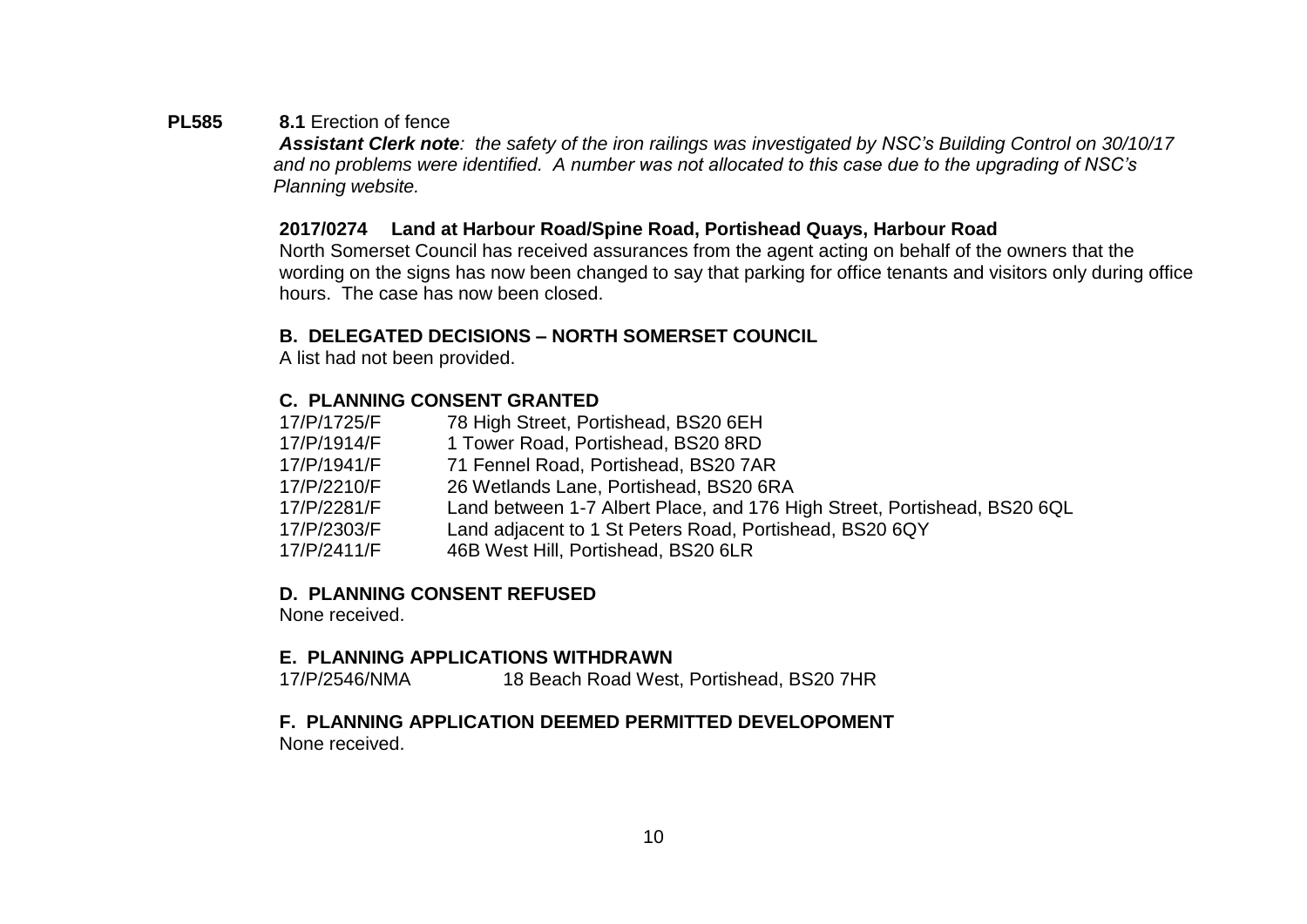**PL585** **8.1** Erection of fence

***Assistant Clerk note**: the safety of the iron railings was investigated by NSC's Building Control on 30/10/17 and no problems were identified. A number was not allocated to this case due to the upgrading of NSC's Planning website.*

**2017/0274 Land at Harbour Road/Spine Road, Portishead Quays, Harbour Road**

North Somerset Council has received assurances from the agent acting on behalf of the owners that the wording on the signs has now been changed to say that parking for office tenants and visitors only during office hours. The case has now been closed.

**B. DELEGATED DECISIONS – NORTH SOMERSET COUNCIL**

A list had not been provided.

**C. PLANNING CONSENT GRANTED**

17/P/1725/F 78 High Street, Portishead, BS20 6EH
17/P/1914/F 1 Tower Road, Portishead, BS20 8RD
17/P/1941/F 71 Fennel Road, Portishead, BS20 7AR
17/P/2210/F 26 Wetlands Lane, Portishead, BS20 6RA
17/P/2281/F Land between 1-7 Albert Place, and 176 High Street, Portishead, BS20 6QL
17/P/2303/F Land adjacent to 1 St Peters Road, Portishead, BS20 6QY
17/P/2411/F 46B West Hill, Portishead, BS20 6LR

**D. PLANNING CONSENT REFUSED**

None received.

**E. PLANNING APPLICATIONS WITHDRAWN**

17/P/2546/NMA 18 Beach Road West, Portishead, BS20 7HR

**F. PLANNING APPLICATION DEEMED PERMITTED DEVELOPOMENT**

None received.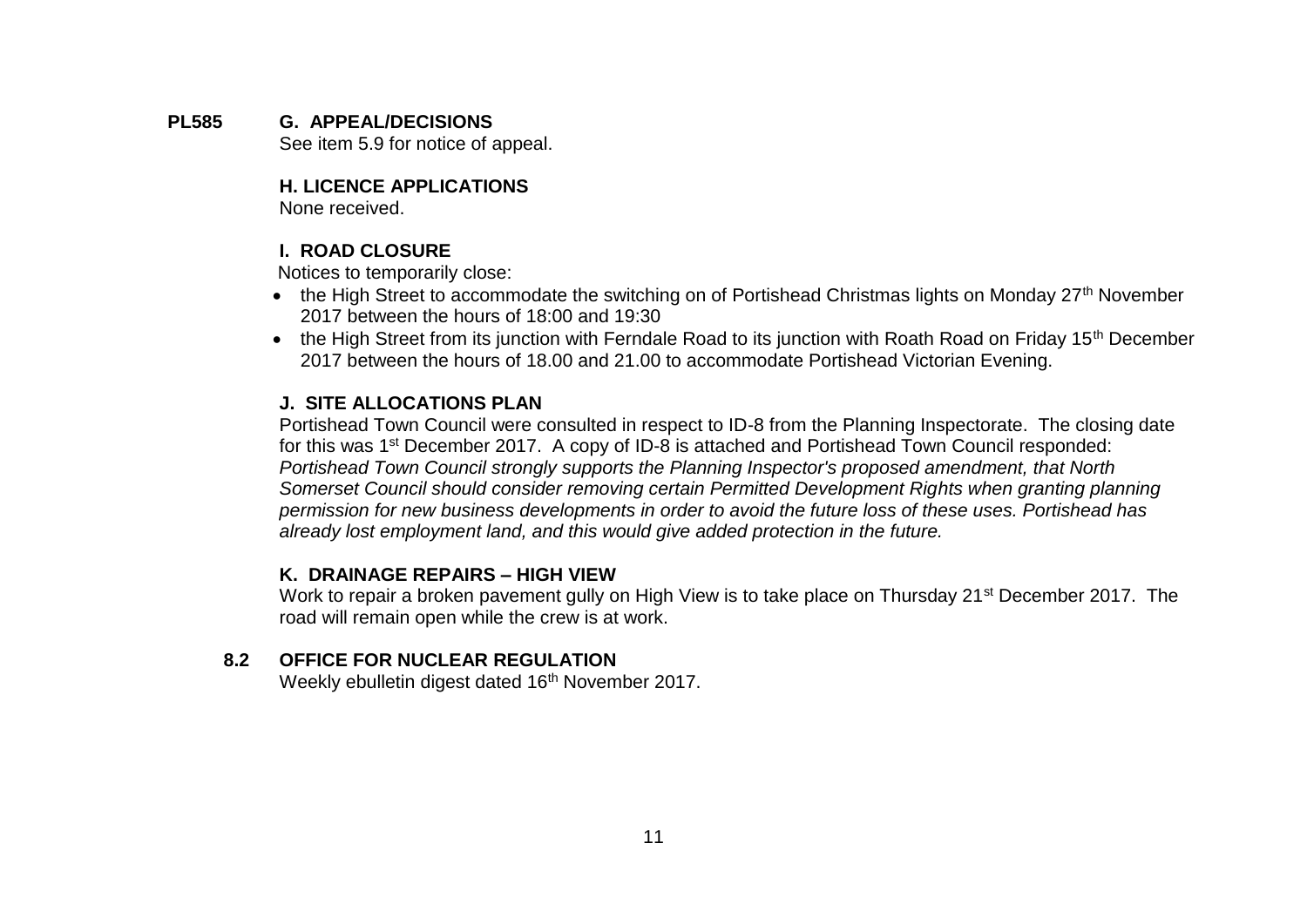**PL585 G. APPEAL/DECISIONS**

See item 5.9 for notice of appeal.

**H. LICENCE APPLICATIONS**

None received.

**I. ROAD CLOSURE**

Notices to temporarily close:

- the High Street to accommodate the switching on of Portishead Christmas lights on Monday 27th November 2017 between the hours of 18:00 and 19:30
- the High Street from its junction with Ferndale Road to its junction with Roath Road on Friday 15th December 2017 between the hours of 18.00 and 21.00 to accommodate Portishead Victorian Evening.

**J. SITE ALLOCATIONS PLAN**

Portishead Town Council were consulted in respect to ID-8 from the Planning Inspectorate. The closing date for this was 1st December 2017. A copy of ID-8 is attached and Portishead Town Council responded: *Portishead Town Council strongly supports the Planning Inspector's proposed amendment, that North Somerset Council should consider removing certain Permitted Development Rights when granting planning permission for new business developments in order to avoid the future loss of these uses. Portishead has already lost employment land, and this would give added protection in the future.*

**K. DRAINAGE REPAIRS – HIGH VIEW**

Work to repair a broken pavement gully on High View is to take place on Thursday 21st December 2017. The road will remain open while the crew is at work.

**8.2 OFFICE FOR NUCLEAR REGULATION**

Weekly ebulletin digest dated 16th November 2017.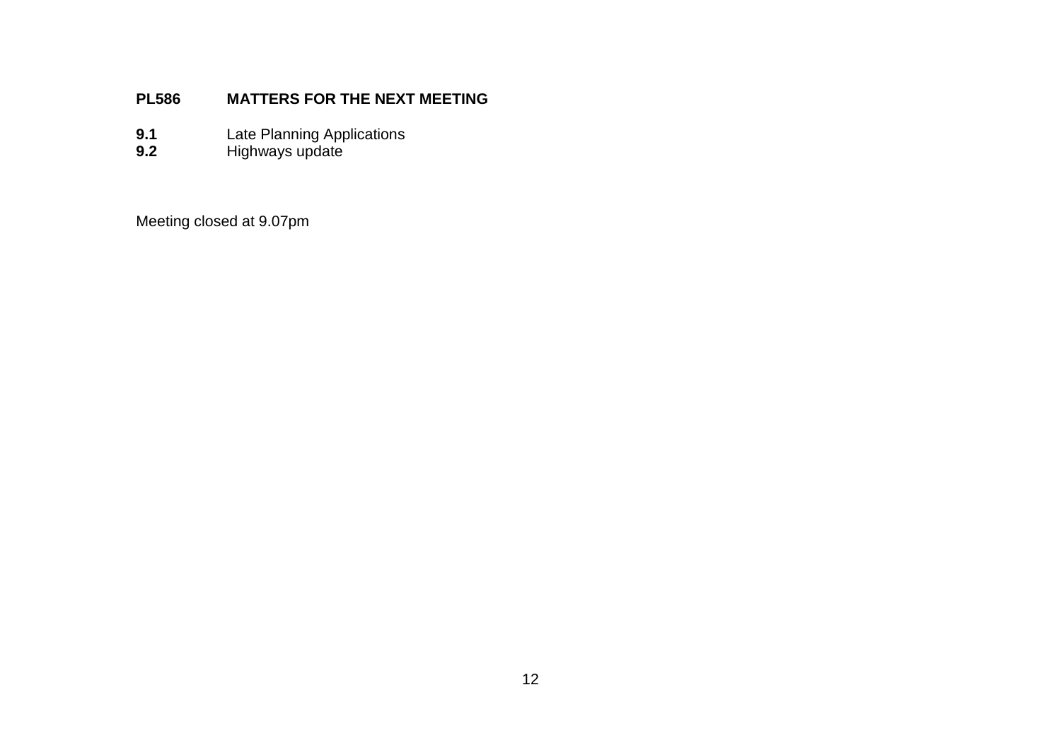**PL586 MATTERS FOR THE NEXT MEETING**

**9.1** Late Planning Applications
**9.2** Highways update

Meeting closed at 9.07pm